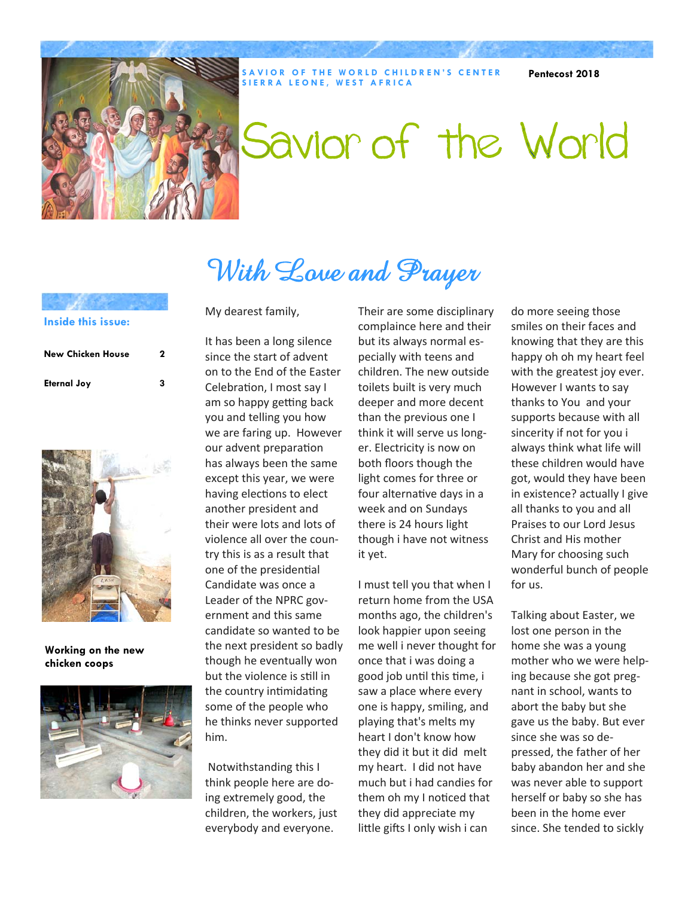SAVIOR OF THE WORLD CHILDREN'S CENTER
SIERRA LEONE, WEST AFRICA

**Pentecost 2018**

# Savior of the World

**Inside this issue:**

| | |
|---|---|
| New Chicken House | 2 |
| Eternal Joy | 3 |

**Working on the new chicken coops**

## With Love and Prayer

My dearest family,

It has been a long silence since the start of advent on to the End of the Easter Celebration, I most say I am so happy getting back you and telling you how we are faring up. However our advent preparation has always been the same except this year, we were having elections to elect another president and their were lots and lots of violence all over the country this is as a result that one of the presidential Candidate was once a Leader of the NPRC government and this same candidate so wanted to be the next president so badly though he eventually won but the violence is still in the country intimidating some of the people who he thinks never supported him.

Notwithstanding this I think people here are doing extremely good, the children, the workers, just everybody and everyone. Their are some disciplinary complaince here and their but its always normal especially with teens and children. The new outside toilets built is very much deeper and more decent than the previous one I think it will serve us longer. Electricity is now on both floors though the light comes for three or four alternative days in a week and on Sundays there is 24 hours light though i have not witness it yet.

I must tell you that when I return home from the USA months ago, the children's look happier upon seeing me well i never thought for once that i was doing a good job until this time, i saw a place where every one is happy, smiling, and playing that's melts my heart I don't know how they did it but it did melt my heart. I did not have much but i had candies for them oh my I noticed that they did appreciate my little gifts I only wish i can do more seeing those smiles on their faces and knowing that they are this happy oh oh my heart feel with the greatest joy ever. However I wants to say thanks to You and your supports because with all sincerity if not for you i always think what life will these children would have got, would they have been in existence? actually I give all thanks to you and all Praises to our Lord Jesus Christ and His mother Mary for choosing such wonderful bunch of people for us.

Talking about Easter, we lost one person in the home she was a young mother who we were helping because she got pregnant in school, wants to abort the baby but she gave us the baby. But ever since she was so depressed, the father of her baby abandon her and she was never able to support herself or baby so she has been in the home ever since. She tended to sickly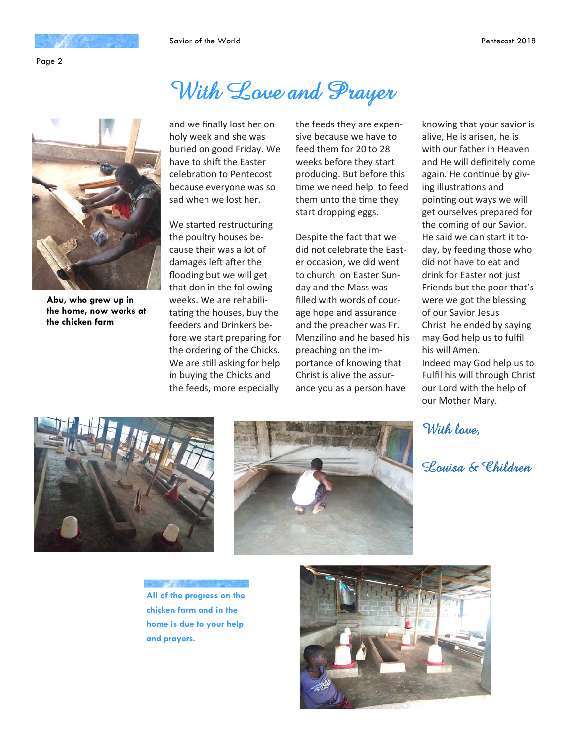# With Love and Prayer

Abu, who grew up in the home, now works at the chicken farm

and we finally lost her on holy week and she was buried on good Friday. We have to shift the Easter celebration to Pentecost because everyone was so sad when we lost her.

We started restructuring the poultry houses because their was a lot of damages left after the flooding but we will get that don in the following weeks. We are rehabilitating the houses, buy the feeders and Drinkers before we start preparing for the ordering of the Chicks. We are still asking for help in buying the Chicks and the feeds, more especially the feeds they are expensive because we have to feed them for 20 to 28 weeks before they start producing. But before this time we need help to feed them unto the time they start dropping eggs.

Despite the fact that we did not celebrate the Easter occasion, we did went to church on Easter Sunday and the Mass was filled with words of courage hope and assurance and the preacher was Fr. Menzilino and he based his preaching on the importance of knowing that Christ is alive the assurance you as a person have knowing that your savior is alive, He is arisen, he is with our father in Heaven and He will definitely come again. He continue by giving illustrations and pointing out ways we will get ourselves prepared for the coming of our Savior. He said we can start it today, by feeding those who did not have to eat and drink for Easter not just Friends but the poor that's were we got the blessing of our Savior Jesus Christ he ended by saying may God help us to fulfil his will Amen.

Indeed may God help us to Fulfil his will through Christ our Lord with the help of our Mother Mary.

*With love,*

*Louisa & Children*

**All of the progress on the chicken farm and in the home is due to your help and prayers.**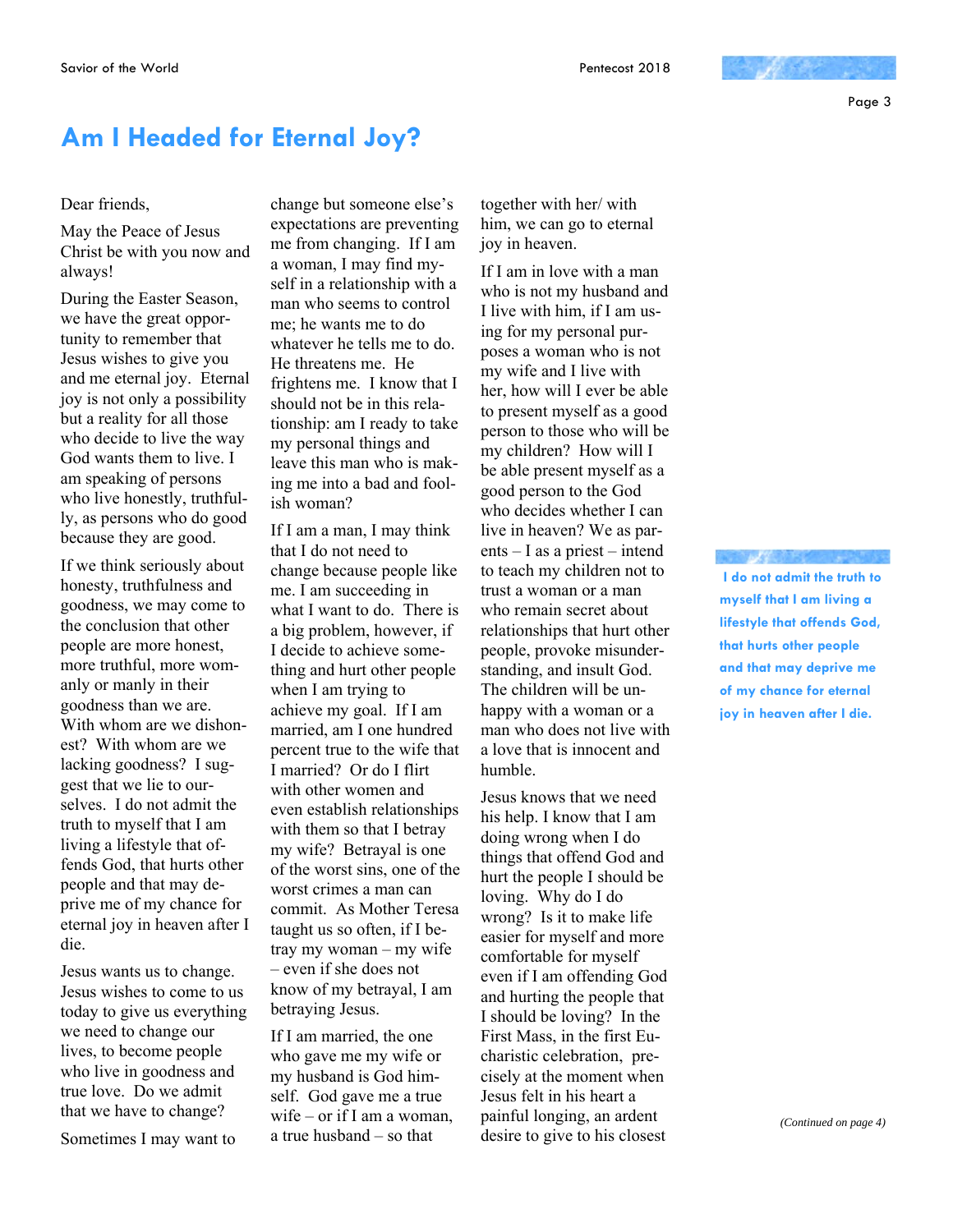# Am I Headed for Eternal Joy?

Dear friends,

May the Peace of Jesus Christ be with you now and always!

During the Easter Season, we have the great opportunity to remember that Jesus wishes to give you and me eternal joy. Eternal joy is not only a possibility but a reality for all those who decide to live the way God wants them to live. I am speaking of persons who live honestly, truthfully, as persons who do good because they are good.

If we think seriously about honesty, truthfulness and goodness, we may come to the conclusion that other people are more honest, more truthful, more womanly or manly in their goodness than we are. With whom are we dishonest? With whom are we lacking goodness? I suggest that we lie to ourselves. I do not admit the truth to myself that I am living a lifestyle that offends God, that hurts other people and that may deprive me of my chance for eternal joy in heaven after I die.

Jesus wants us to change. Jesus wishes to come to us today to give us everything we need to change our lives, to become people who live in goodness and true love. Do we admit that we have to change?

Sometimes I may want to change but someone else's expectations are preventing me from changing. If I am a woman, I may find myself in a relationship with a man who seems to control me; he wants me to do whatever he tells me to do. He threatens me. He frightens me. I know that I should not be in this relationship: am I ready to take my personal things and leave this man who is making me into a bad and foolish woman?

If I am a man, I may think that I do not need to change because people like me. I am succeeding in what I want to do. There is a big problem, however, if I decide to achieve something and hurt other people when I am trying to achieve my goal. If I am married, am I one hundred percent true to the wife that I married? Or do I flirt with other women and even establish relationships with them so that I betray my wife? Betrayal is one of the worst sins, one of the worst crimes a man can commit. As Mother Teresa taught us so often, if I betray my woman – my wife – even if she does not know of my betrayal, I am betraying Jesus.

If I am married, the one who gave me my wife or my husband is God himself. God gave me a true wife – or if I am a woman, a true husband – so that together with her/ with him, we can go to eternal joy in heaven.

If I am in love with a man who is not my husband and I live with him, if I am using for my personal purposes a woman who is not my wife and I live with her, how will I ever be able to present myself as a good person to those who will be my children? How will I be able present myself as a good person to the God who decides whether I can live in heaven? We as parents – I as a priest – intend to teach my children not to trust a woman or a man who remain secret about relationships that hurt other people, provoke misunderstanding, and insult God. The children will be unhappy with a woman or a man who does not live with a love that is innocent and humble.

Jesus knows that we need his help. I know that I am doing wrong when I do things that offend God and hurt the people I should be loving. Why do I do wrong? Is it to make life easier for myself and more comfortable for myself even if I am offending God and hurting the people that I should be loving? In the First Mass, in the first Eucharistic celebration, precisely at the moment when Jesus felt in his heart a painful longing, an ardent desire to give to his closest

**I do not admit the truth to myself that I am living a lifestyle that offends God, that hurts other people and that may deprive me of my chance for eternal joy in heaven after I die.**

*(Continued on page 4)*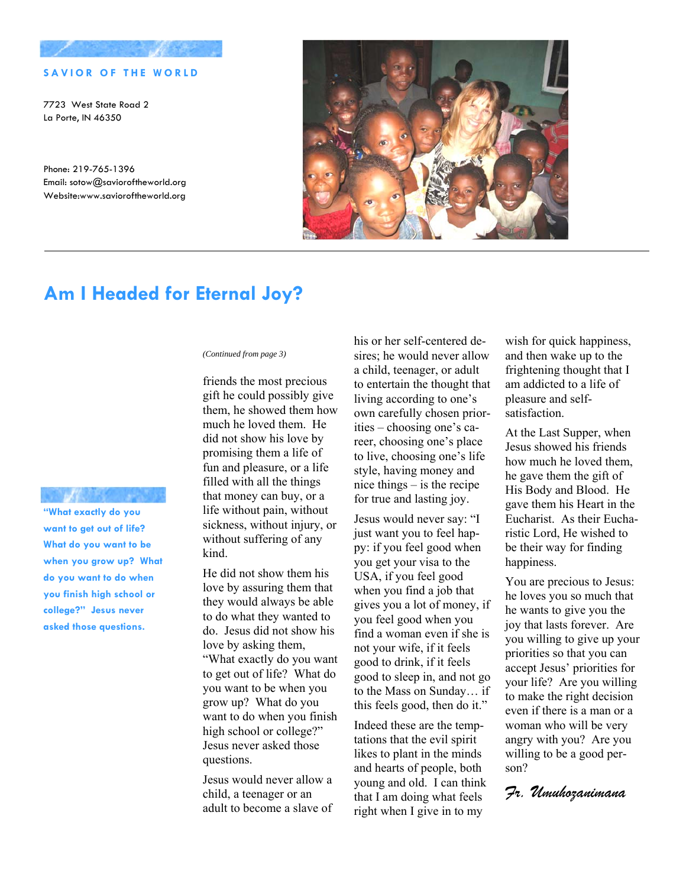**SAVIOR OF THE WORLD**

7723 West State Road 2
La Porte, IN 46350

Phone: 219-765-1396
Email: sotow@savioroftheworld.org
Website:www.savioroftheworld.org

# Am I Headed for Eternal Joy?

*(Continued from page 3)*

friends the most precious gift he could possibly give them, he showed them how much he loved them. He did not show his love by promising them a life of fun and pleasure, or a life filled with all the things that money can buy, or a life without pain, without sickness, without injury, or without suffering of any kind.

He did not show them his love by assuring them that they would always be able to do what they wanted to do. Jesus did not show his love by asking them, "What exactly do you want to get out of life? What do you want to be when you grow up? What do you want to do when you finish high school or college?" Jesus never asked those questions.

**"What exactly do you want to get out of life? What do you want to be when you grow up? What do you want to do when you finish high school or college?" Jesus never asked those questions.**

Jesus would never allow a child, a teenager or an adult to become a slave of his or her self-centered desires; he would never allow a child, teenager, or adult to entertain the thought that living according to one's own carefully chosen priorities – choosing one's career, choosing one's place to live, choosing one's life style, having money and nice things – is the recipe for true and lasting joy.

Jesus would never say: "I just want you to feel happy: if you feel good when you get your visa to the USA, if you feel good when you find a job that gives you a lot of money, if you feel good when you find a woman even if she is not your wife, if it feels good to drink, if it feels good to sleep in, and not go to the Mass on Sunday… if this feels good, then do it."

Indeed these are the temptations that the evil spirit likes to plant in the minds and hearts of people, both young and old. I can think that I am doing what feels right when I give in to my wish for quick happiness, and then wake up to the frightening thought that I am addicted to a life of pleasure and self-satisfaction.

At the Last Supper, when Jesus showed his friends how much he loved them, he gave them the gift of His Body and Blood. He gave them his Heart in the Eucharist. As their Eucharistic Lord, He wished to be their way for finding happiness.

You are precious to Jesus: he loves you so much that he wants to give you the joy that lasts forever. Are you willing to give up your priorities so that you can accept Jesus' priorities for your life? Are you willing to make the right decision even if there is a man or a woman who will be very angry with you? Are you willing to be a good person?

*Fr. Umuhozanimana*